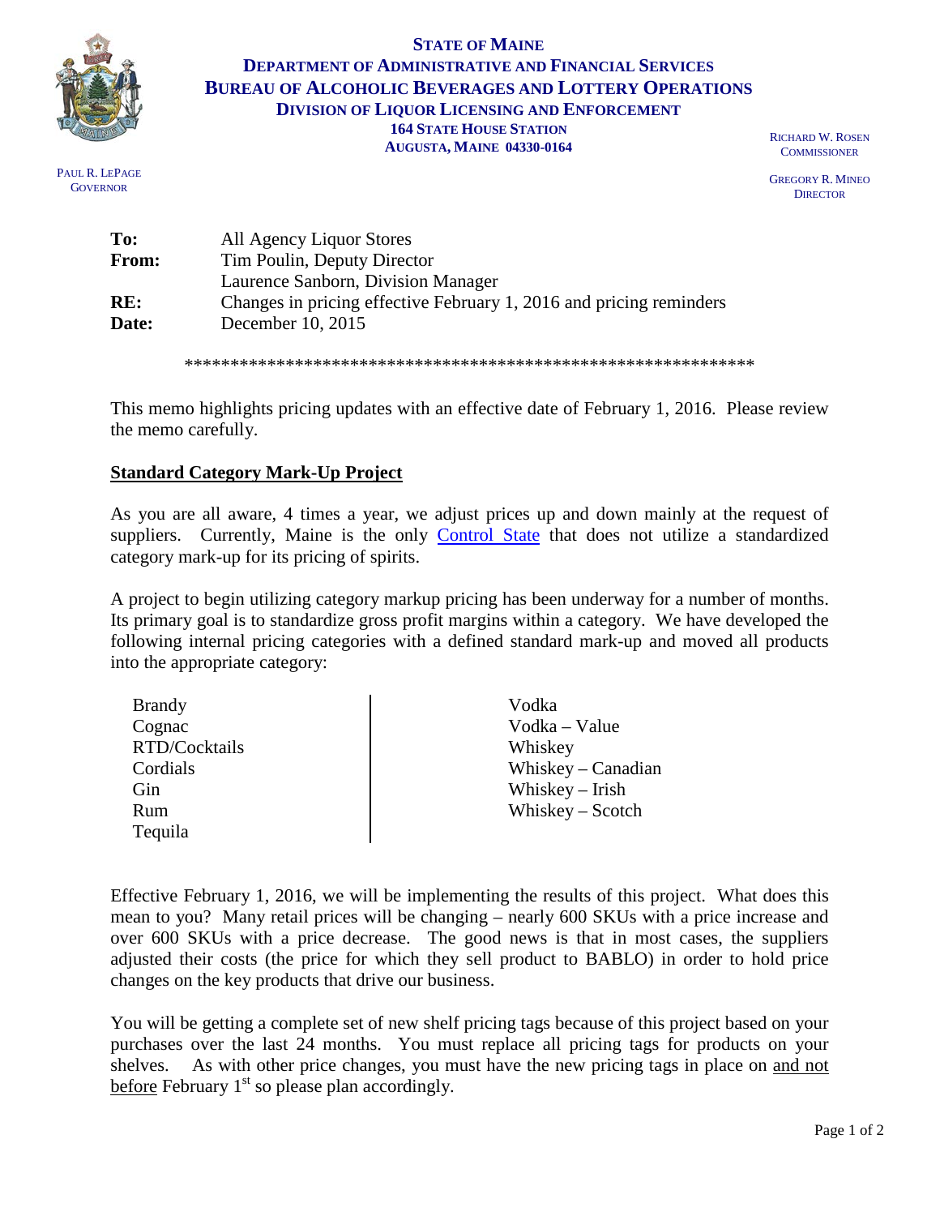**STATE OF MAINE**
**DEPARTMENT OF ADMINISTRATIVE AND FINANCIAL SERVICES**
**BUREAU OF ALCOHOLIC BEVERAGES AND LOTTERY OPERATIONS**
**DIVISION OF LIQUOR LICENSING AND ENFORCEMENT**
**164 STATE HOUSE STATION**
**AUGUSTA, MAINE 04330-0164**

PAUL R. LEPAGE
GOVERNOR

RICHARD W. ROSEN
COMMISSIONER

GREGORY R. MINEO
DIRECTOR

**To:** All Agency Liquor Stores
**From:** Tim Poulin, Deputy Director
Laurence Sanborn, Division Manager
**RE:** Changes in pricing effective February 1, 2016 and pricing reminders
**Date:** December 10, 2015

\*\*\*\*\*\*\*\*\*\*\*\*\*\*\*\*\*\*\*\*\*\*\*\*\*\*\*\*\*\*\*\*\*\*\*\*\*\*\*\*\*\*\*\*\*\*\*\*\*\*\*\*\*\*\*\*\*\*\*\*\*\*

This memo highlights pricing updates with an effective date of February 1, 2016. Please review the memo carefully.

**Standard Category Mark-Up Project**

As you are all aware, 4 times a year, we adjust prices up and down mainly at the request of suppliers. Currently, Maine is the only Control State that does not utilize a standardized category mark-up for its pricing of spirits.

A project to begin utilizing category markup pricing has been underway for a number of months. Its primary goal is to standardize gross profit margins within a category. We have developed the following internal pricing categories with a defined standard mark-up and moved all products into the appropriate category:

- Brandy
- Cognac
- RTD/Cocktails
- Cordials
- Gin
- Rum
- Tequila
- Vodka
- Vodka – Value
- Whiskey
- Whiskey – Canadian
- Whiskey – Irish
- Whiskey – Scotch

Effective February 1, 2016, we will be implementing the results of this project. What does this mean to you? Many retail prices will be changing – nearly 600 SKUs with a price increase and over 600 SKUs with a price decrease. The good news is that in most cases, the suppliers adjusted their costs (the price for which they sell product to BABLO) in order to hold price changes on the key products that drive our business.

You will be getting a complete set of new shelf pricing tags because of this project based on your purchases over the last 24 months. You must replace all pricing tags for products on your shelves. As with other price changes, you must have the new pricing tags in place on and not before February 1st so please plan accordingly.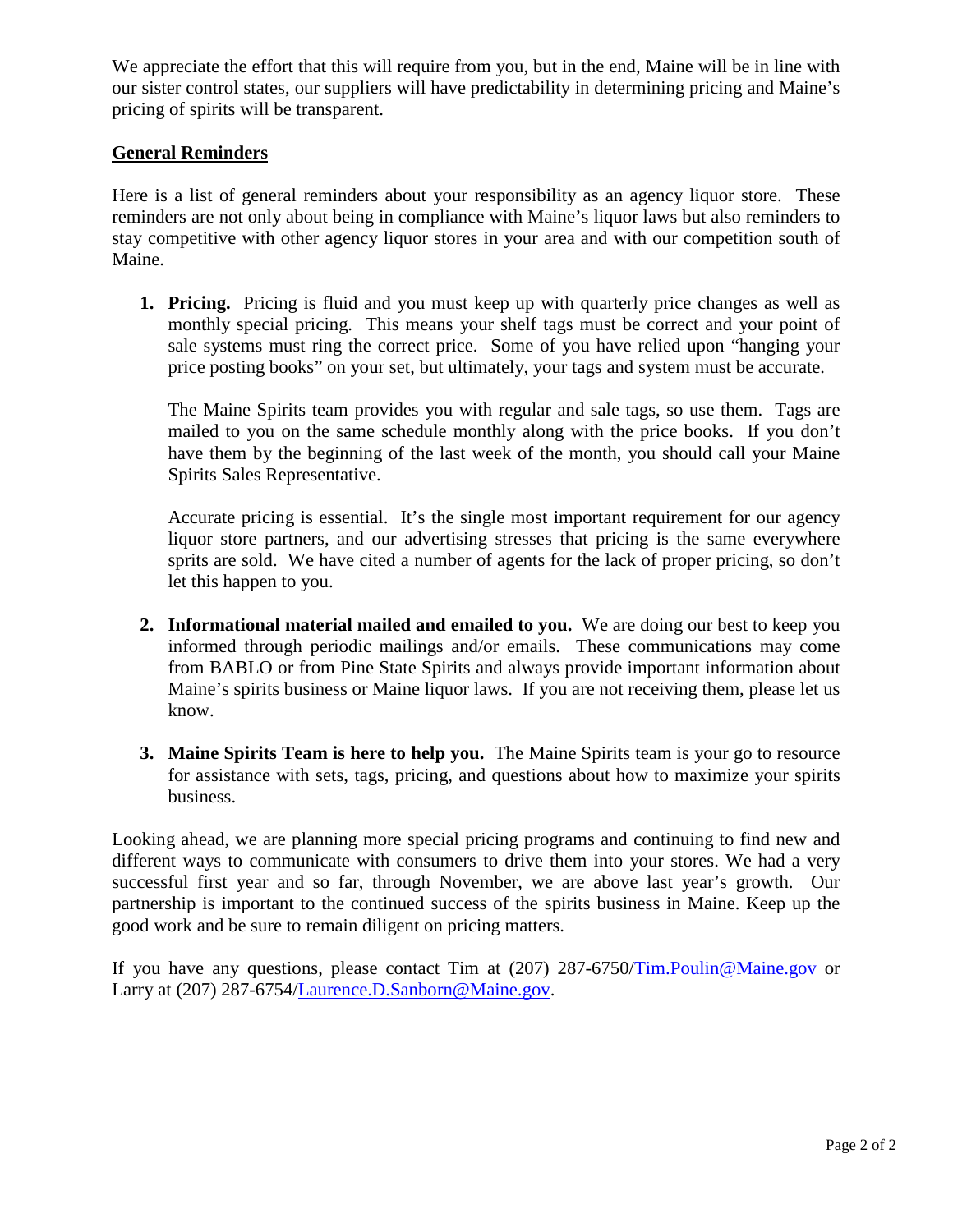We appreciate the effort that this will require from you, but in the end, Maine will be in line with our sister control states, our suppliers will have predictability in determining pricing and Maine's pricing of spirits will be transparent.

## General Reminders

Here is a list of general reminders about your responsibility as an agency liquor store. These reminders are not only about being in compliance with Maine's liquor laws but also reminders to stay competitive with other agency liquor stores in your area and with our competition south of Maine.

1. **Pricing.** Pricing is fluid and you must keep up with quarterly price changes as well as monthly special pricing. This means your shelf tags must be correct and your point of sale systems must ring the correct price. Some of you have relied upon "hanging your price posting books" on your set, but ultimately, your tags and system must be accurate.

   The Maine Spirits team provides you with regular and sale tags, so use them. Tags are mailed to you on the same schedule monthly along with the price books. If you don't have them by the beginning of the last week of the month, you should call your Maine Spirits Sales Representative.

   Accurate pricing is essential. It's the single most important requirement for our agency liquor store partners, and our advertising stresses that pricing is the same everywhere sprits are sold. We have cited a number of agents for the lack of proper pricing, so don't let this happen to you.

2. **Informational material mailed and emailed to you.** We are doing our best to keep you informed through periodic mailings and/or emails. These communications may come from BABLO or from Pine State Spirits and always provide important information about Maine's spirits business or Maine liquor laws. If you are not receiving them, please let us know.

3. **Maine Spirits Team is here to help you.** The Maine Spirits team is your go to resource for assistance with sets, tags, pricing, and questions about how to maximize your spirits business.

Looking ahead, we are planning more special pricing programs and continuing to find new and different ways to communicate with consumers to drive them into your stores. We had a very successful first year and so far, through November, we are above last year's growth. Our partnership is important to the continued success of the spirits business in Maine. Keep up the good work and be sure to remain diligent on pricing matters.

If you have any questions, please contact Tim at (207) 287-6750/Tim.Poulin@Maine.gov or Larry at (207) 287-6754/Laurence.D.Sanborn@Maine.gov.